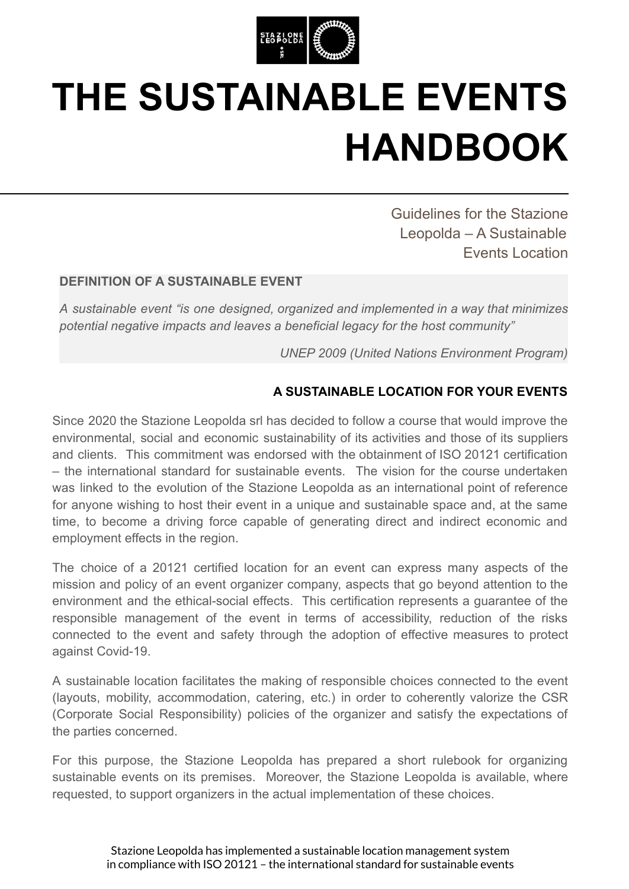# THE SUSTAINABLE EVENTS HANDBOOK

Guidelines for the Stazione Leopolda – A Sustainable Events Location

**DEFINITION OF A SUSTAINABLE EVENT**

*A sustainable event "is one designed, organized and implemented in a way that minimizes potential negative impacts and leaves a beneficial legacy for the host community"*

*UNEP 2009 (United Nations Environment Program)*

**A SUSTAINABLE LOCATION FOR YOUR EVENTS**

Since 2020 the Stazione Leopolda srl has decided to follow a course that would improve the environmental, social and economic sustainability of its activities and those of its suppliers and clients. This commitment was endorsed with the obtainment of ISO 20121 certification – the international standard for sustainable events. The vision for the course undertaken was linked to the evolution of the Stazione Leopolda as an international point of reference for anyone wishing to host their event in a unique and sustainable space and, at the same time, to become a driving force capable of generating direct and indirect economic and employment effects in the region.

The choice of a 20121 certified location for an event can express many aspects of the mission and policy of an event organizer company, aspects that go beyond attention to the environment and the ethical-social effects. This certification represents a guarantee of the responsible management of the event in terms of accessibility, reduction of the risks connected to the event and safety through the adoption of effective measures to protect against Covid-19.

A sustainable location facilitates the making of responsible choices connected to the event (layouts, mobility, accommodation, catering, etc.) in order to coherently valorize the CSR (Corporate Social Responsibility) policies of the organizer and satisfy the expectations of the parties concerned.

For this purpose, the Stazione Leopolda has prepared a short rulebook for organizing sustainable events on its premises. Moreover, the Stazione Leopolda is available, where requested, to support organizers in the actual implementation of these choices.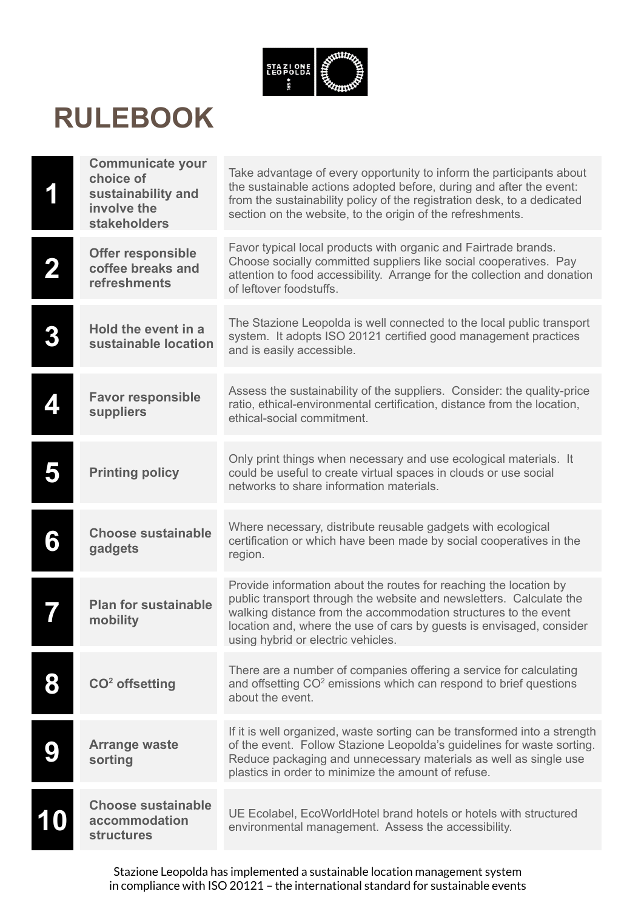# RULEBOOK

| # | Rule | Description |
|---|---|---|
| **1** | **Communicate your choice of sustainability and involve the stakeholders** | Take advantage of every opportunity to inform the participants about the sustainable actions adopted before, during and after the event: from the sustainability policy of the registration desk, to a dedicated section on the website, to the origin of the refreshments. |
| **2** | **Offer responsible coffee breaks and refreshments** | Favor typical local products with organic and Fairtrade brands. Choose socially committed suppliers like social cooperatives. Pay attention to food accessibility. Arrange for the collection and donation of leftover foodstuffs. |
| **3** | **Hold the event in a sustainable location** | The Stazione Leopolda is well connected to the local public transport system. It adopts ISO 20121 certified good management practices and is easily accessible. |
| **4** | **Favor responsible suppliers** | Assess the sustainability of the suppliers. Consider: the quality-price ratio, ethical-environmental certification, distance from the location, ethical-social commitment. |
| **5** | **Printing policy** | Only print things when necessary and use ecological materials. It could be useful to create virtual spaces in clouds or use social networks to share information materials. |
| **6** | **Choose sustainable gadgets** | Where necessary, distribute reusable gadgets with ecological certification or which have been made by social cooperatives in the region. |
| **7** | **Plan for sustainable mobility** | Provide information about the routes for reaching the location by public transport through the website and newsletters. Calculate the walking distance from the accommodation structures to the event location and, where the use of cars by guests is envisaged, consider using hybrid or electric vehicles. |
| **8** | **$CO^2$ offsetting** | There are a number of companies offering a service for calculating and offsetting $CO^2$ emissions which can respond to brief questions about the event. |
| **9** | **Arrange waste sorting** | If it is well organized, waste sorting can be transformed into a strength of the event. Follow Stazione Leopolda's guidelines for waste sorting. Reduce packaging and unnecessary materials as well as single use plastics in order to minimize the amount of refuse. |
| **10** | **Choose sustainable accommodation structures** | UE Ecolabel, EcoWorldHotel brand hotels or hotels with structured environmental management. Assess the accessibility. |

Stazione Leopolda has implemented a sustainable location management system in compliance with ISO 20121 – the international standard for sustainable events